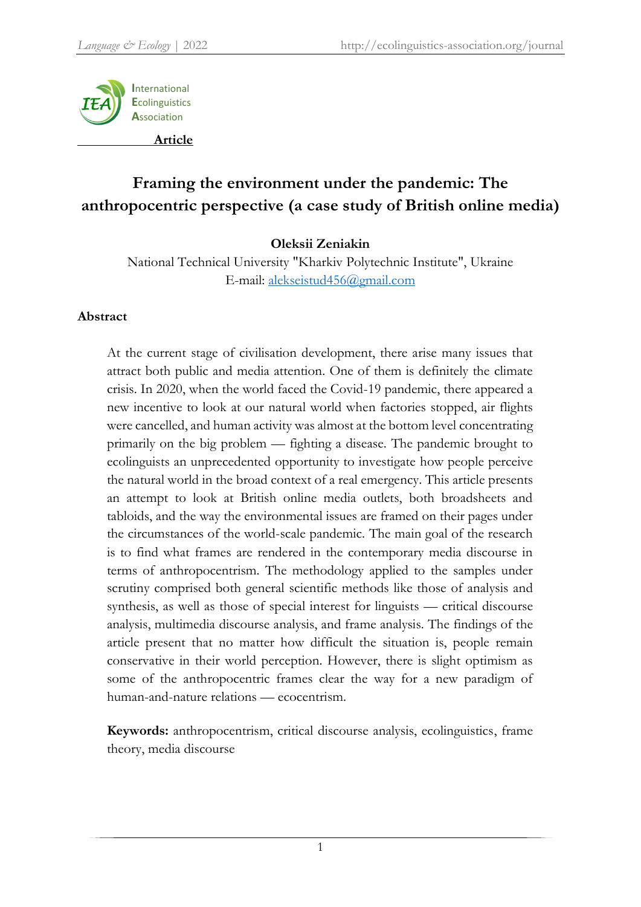International Ecolinguistics Association

**Article**

# Framing the environment under the pandemic: The anthropocentric perspective (a case study of British online media)

**Oleksii Zeniakin**

National Technical University "Kharkiv Polytechnic Institute", Ukraine

E-mail: alekseistud456@gmail.com

## Abstract

At the current stage of civilisation development, there arise many issues that attract both public and media attention. One of them is definitely the climate crisis. In 2020, when the world faced the Covid-19 pandemic, there appeared a new incentive to look at our natural world when factories stopped, air flights were cancelled, and human activity was almost at the bottom level concentrating primarily on the big problem — fighting a disease. The pandemic brought to ecolinguists an unprecedented opportunity to investigate how people perceive the natural world in the broad context of a real emergency. This article presents an attempt to look at British online media outlets, both broadsheets and tabloids, and the way the environmental issues are framed on their pages under the circumstances of the world-scale pandemic. The main goal of the research is to find what frames are rendered in the contemporary media discourse in terms of anthropocentrism. The methodology applied to the samples under scrutiny comprised both general scientific methods like those of analysis and synthesis, as well as those of special interest for linguists — critical discourse analysis, multimedia discourse analysis, and frame analysis. The findings of the article present that no matter how difficult the situation is, people remain conservative in their world perception. However, there is slight optimism as some of the anthropocentric frames clear the way for a new paradigm of human-and-nature relations — ecocentrism.

**Keywords:** anthropocentrism, critical discourse analysis, ecolinguistics, frame theory, media discourse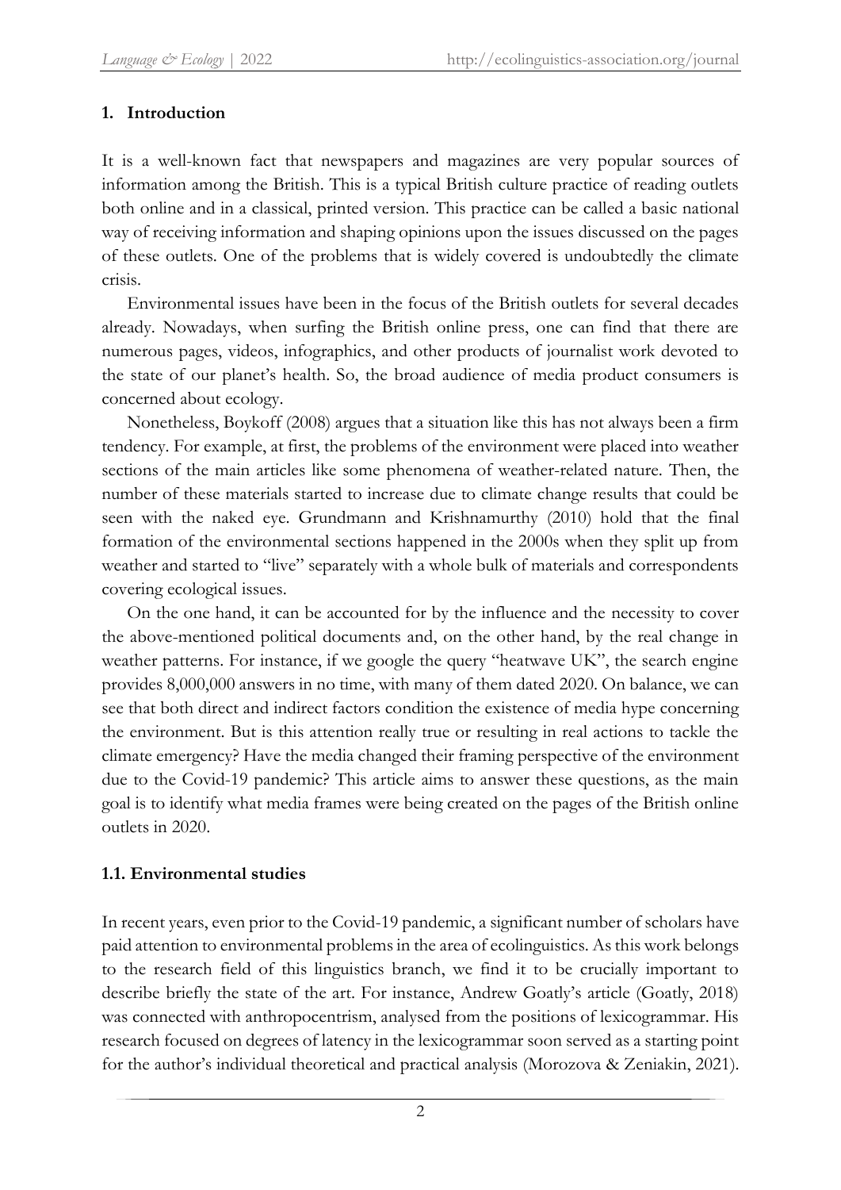## 1. Introduction

It is a well-known fact that newspapers and magazines are very popular sources of information among the British. This is a typical British culture practice of reading outlets both online and in a classical, printed version. This practice can be called a basic national way of receiving information and shaping opinions upon the issues discussed on the pages of these outlets. One of the problems that is widely covered is undoubtedly the climate crisis.

Environmental issues have been in the focus of the British outlets for several decades already. Nowadays, when surfing the British online press, one can find that there are numerous pages, videos, infographics, and other products of journalist work devoted to the state of our planet's health. So, the broad audience of media product consumers is concerned about ecology.

Nonetheless, Boykoff (2008) argues that a situation like this has not always been a firm tendency. For example, at first, the problems of the environment were placed into weather sections of the main articles like some phenomena of weather-related nature. Then, the number of these materials started to increase due to climate change results that could be seen with the naked eye. Grundmann and Krishnamurthy (2010) hold that the final formation of the environmental sections happened in the 2000s when they split up from weather and started to "live" separately with a whole bulk of materials and correspondents covering ecological issues.

On the one hand, it can be accounted for by the influence and the necessity to cover the above-mentioned political documents and, on the other hand, by the real change in weather patterns. For instance, if we google the query "heatwave UK", the search engine provides 8,000,000 answers in no time, with many of them dated 2020. On balance, we can see that both direct and indirect factors condition the existence of media hype concerning the environment. But is this attention really true or resulting in real actions to tackle the climate emergency? Have the media changed their framing perspective of the environment due to the Covid-19 pandemic? This article aims to answer these questions, as the main goal is to identify what media frames were being created on the pages of the British online outlets in 2020.

### 1.1. Environmental studies

In recent years, even prior to the Covid-19 pandemic, a significant number of scholars have paid attention to environmental problems in the area of ecolinguistics. As this work belongs to the research field of this linguistics branch, we find it to be crucially important to describe briefly the state of the art. For instance, Andrew Goatly's article (Goatly, 2018) was connected with anthropocentrism, analysed from the positions of lexicogrammar. His research focused on degrees of latency in the lexicogrammar soon served as a starting point for the author's individual theoretical and practical analysis (Morozova & Zeniakin, 2021).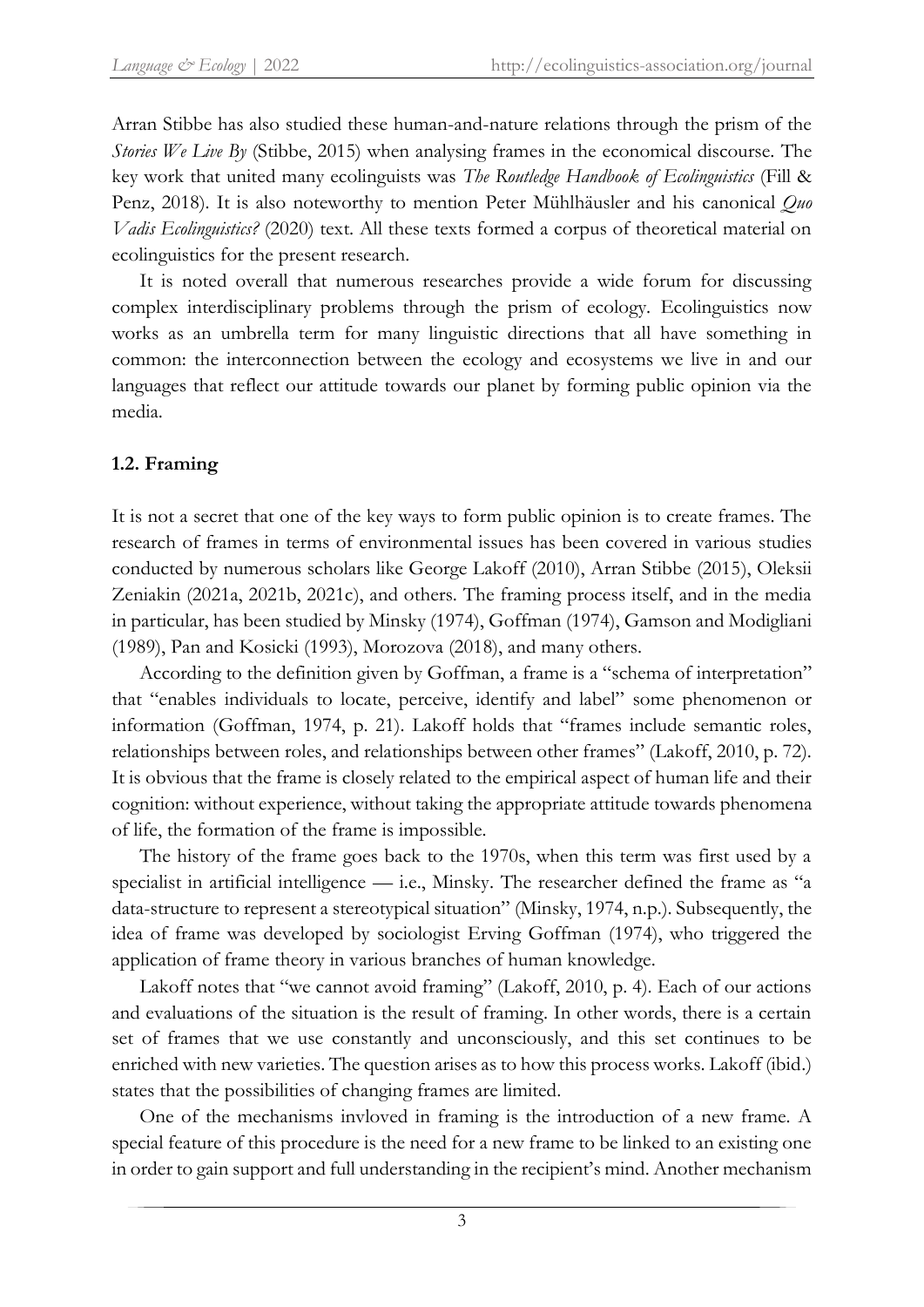Arran Stibbe has also studied these human-and-nature relations through the prism of the *Stories We Live By* (Stibbe, 2015) when analysing frames in the economical discourse. The key work that united many ecolinguists was *The Routledge Handbook of Ecolinguistics* (Fill & Penz, 2018). It is also noteworthy to mention Peter Mühlhäusler and his canonical *Quo Vadis Ecolinguistics?* (2020) text. All these texts formed a corpus of theoretical material on ecolinguistics for the present research.

It is noted overall that numerous researches provide a wide forum for discussing complex interdisciplinary problems through the prism of ecology. Ecolinguistics now works as an umbrella term for many linguistic directions that all have something in common: the interconnection between the ecology and ecosystems we live in and our languages that reflect our attitude towards our planet by forming public opinion via the media.

### 1.2. Framing

It is not a secret that one of the key ways to form public opinion is to create frames. The research of frames in terms of environmental issues has been covered in various studies conducted by numerous scholars like George Lakoff (2010), Arran Stibbe (2015), Oleksii Zeniakin (2021a, 2021b, 2021c), and others. The framing process itself, and in the media in particular, has been studied by Minsky (1974), Goffman (1974), Gamson and Modigliani (1989), Pan and Kosicki (1993), Morozova (2018), and many others.

According to the definition given by Goffman, a frame is a "schema of interpretation" that "enables individuals to locate, perceive, identify and label" some phenomenon or information (Goffman, 1974, p. 21). Lakoff holds that "frames include semantic roles, relationships between roles, and relationships between other frames" (Lakoff, 2010, p. 72). It is obvious that the frame is closely related to the empirical aspect of human life and their cognition: without experience, without taking the appropriate attitude towards phenomena of life, the formation of the frame is impossible.

The history of the frame goes back to the 1970s, when this term was first used by a specialist in artificial intelligence — i.e., Minsky. The researcher defined the frame as "a data-structure to represent a stereotypical situation" (Minsky, 1974, n.p.). Subsequently, the idea of frame was developed by sociologist Erving Goffman (1974), who triggered the application of frame theory in various branches of human knowledge.

Lakoff notes that "we cannot avoid framing" (Lakoff, 2010, p. 4). Each of our actions and evaluations of the situation is the result of framing. In other words, there is a certain set of frames that we use constantly and unconsciously, and this set continues to be enriched with new varieties. The question arises as to how this process works. Lakoff (ibid.) states that the possibilities of changing frames are limited.

One of the mechanisms invloved in framing is the introduction of a new frame. A special feature of this procedure is the need for a new frame to be linked to an existing one in order to gain support and full understanding in the recipient's mind. Another mechanism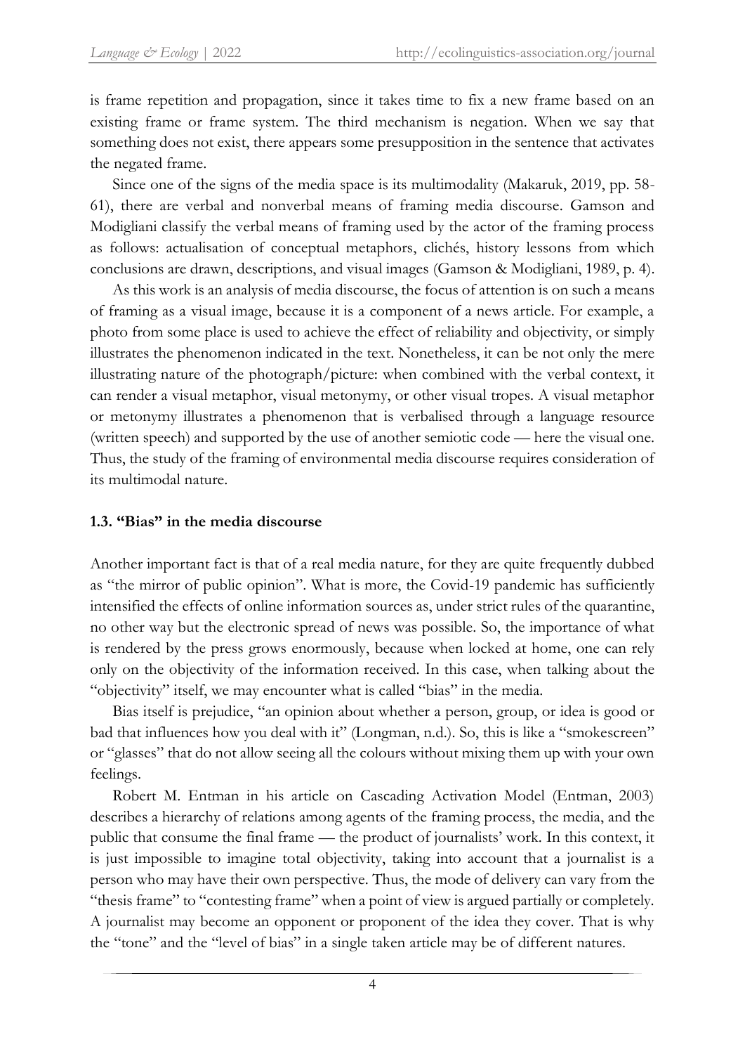is frame repetition and propagation, since it takes time to fix a new frame based on an existing frame or frame system. The third mechanism is negation. When we say that something does not exist, there appears some presupposition in the sentence that activates the negated frame.

Since one of the signs of the media space is its multimodality (Makaruk, 2019, pp. 58-61), there are verbal and nonverbal means of framing media discourse. Gamson and Modigliani classify the verbal means of framing used by the actor of the framing process as follows: actualisation of conceptual metaphors, clichés, history lessons from which conclusions are drawn, descriptions, and visual images (Gamson & Modigliani, 1989, p. 4).

As this work is an analysis of media discourse, the focus of attention is on such a means of framing as a visual image, because it is a component of a news article. For example, a photo from some place is used to achieve the effect of reliability and objectivity, or simply illustrates the phenomenon indicated in the text. Nonetheless, it can be not only the mere illustrating nature of the photograph/picture: when combined with the verbal context, it can render a visual metaphor, visual metonymy, or other visual tropes. A visual metaphor or metonymy illustrates a phenomenon that is verbalised through a language resource (written speech) and supported by the use of another semiotic code — here the visual one. Thus, the study of the framing of environmental media discourse requires consideration of its multimodal nature.

### 1.3. "Bias" in the media discourse

Another important fact is that of a real media nature, for they are quite frequently dubbed as "the mirror of public opinion". What is more, the Covid-19 pandemic has sufficiently intensified the effects of online information sources as, under strict rules of the quarantine, no other way but the electronic spread of news was possible. So, the importance of what is rendered by the press grows enormously, because when locked at home, one can rely only on the objectivity of the information received. In this case, when talking about the "objectivity" itself, we may encounter what is called "bias" in the media.

Bias itself is prejudice, "an opinion about whether a person, group, or idea is good or bad that influences how you deal with it" (Longman, n.d.). So, this is like a "smokescreen" or "glasses" that do not allow seeing all the colours without mixing them up with your own feelings.

Robert M. Entman in his article on Cascading Activation Model (Entman, 2003) describes a hierarchy of relations among agents of the framing process, the media, and the public that consume the final frame — the product of journalists' work. In this context, it is just impossible to imagine total objectivity, taking into account that a journalist is a person who may have their own perspective. Thus, the mode of delivery can vary from the "thesis frame" to "contesting frame" when a point of view is argued partially or completely. A journalist may become an opponent or proponent of the idea they cover. That is why the "tone" and the "level of bias" in a single taken article may be of different natures.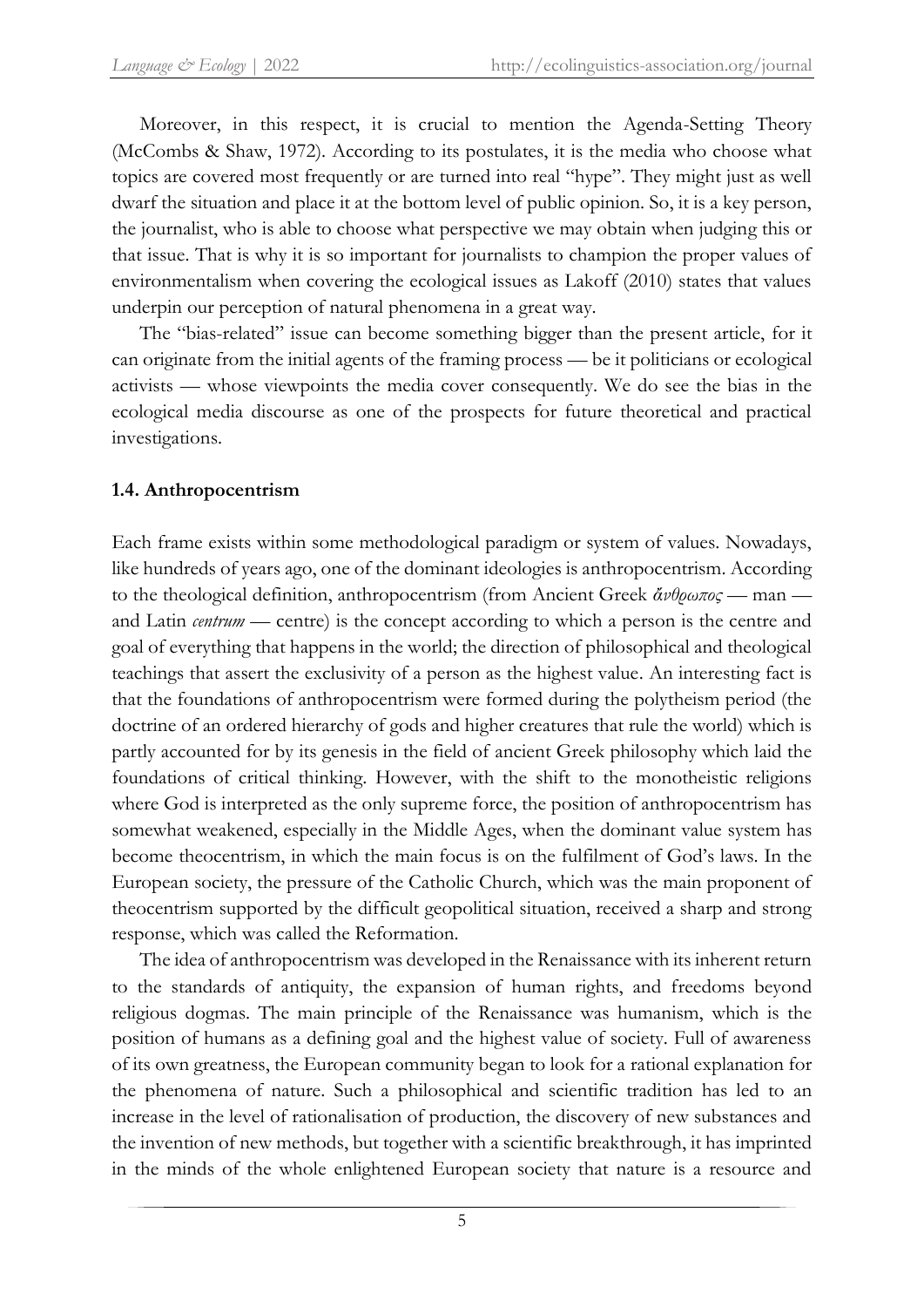Moreover, in this respect, it is crucial to mention the Agenda-Setting Theory (McCombs & Shaw, 1972). According to its postulates, it is the media who choose what topics are covered most frequently or are turned into real "hype". They might just as well dwarf the situation and place it at the bottom level of public opinion. So, it is a key person, the journalist, who is able to choose what perspective we may obtain when judging this or that issue. That is why it is so important for journalists to champion the proper values of environmentalism when covering the ecological issues as Lakoff (2010) states that values underpin our perception of natural phenomena in a great way.

The "bias-related" issue can become something bigger than the present article, for it can originate from the initial agents of the framing process — be it politicians or ecological activists — whose viewpoints the media cover consequently. We do see the bias in the ecological media discourse as one of the prospects for future theoretical and practical investigations.

### 1.4. Anthropocentrism

Each frame exists within some methodological paradigm or system of values. Nowadays, like hundreds of years ago, one of the dominant ideologies is anthropocentrism. According to the theological definition, anthropocentrism (from Ancient Greek *ἄνθρωπος* — man — and Latin *centrum* — centre) is the concept according to which a person is the centre and goal of everything that happens in the world; the direction of philosophical and theological teachings that assert the exclusivity of a person as the highest value. An interesting fact is that the foundations of anthropocentrism were formed during the polytheism period (the doctrine of an ordered hierarchy of gods and higher creatures that rule the world) which is partly accounted for by its genesis in the field of ancient Greek philosophy which laid the foundations of critical thinking. However, with the shift to the monotheistic religions where God is interpreted as the only supreme force, the position of anthropocentrism has somewhat weakened, especially in the Middle Ages, when the dominant value system has become theocentrism, in which the main focus is on the fulfilment of God's laws. In the European society, the pressure of the Catholic Church, which was the main proponent of theocentrism supported by the difficult geopolitical situation, received a sharp and strong response, which was called the Reformation.

The idea of anthropocentrism was developed in the Renaissance with its inherent return to the standards of antiquity, the expansion of human rights, and freedoms beyond religious dogmas. The main principle of the Renaissance was humanism, which is the position of humans as a defining goal and the highest value of society. Full of awareness of its own greatness, the European community began to look for a rational explanation for the phenomena of nature. Such a philosophical and scientific tradition has led to an increase in the level of rationalisation of production, the discovery of new substances and the invention of new methods, but together with a scientific breakthrough, it has imprinted in the minds of the whole enlightened European society that nature is a resource and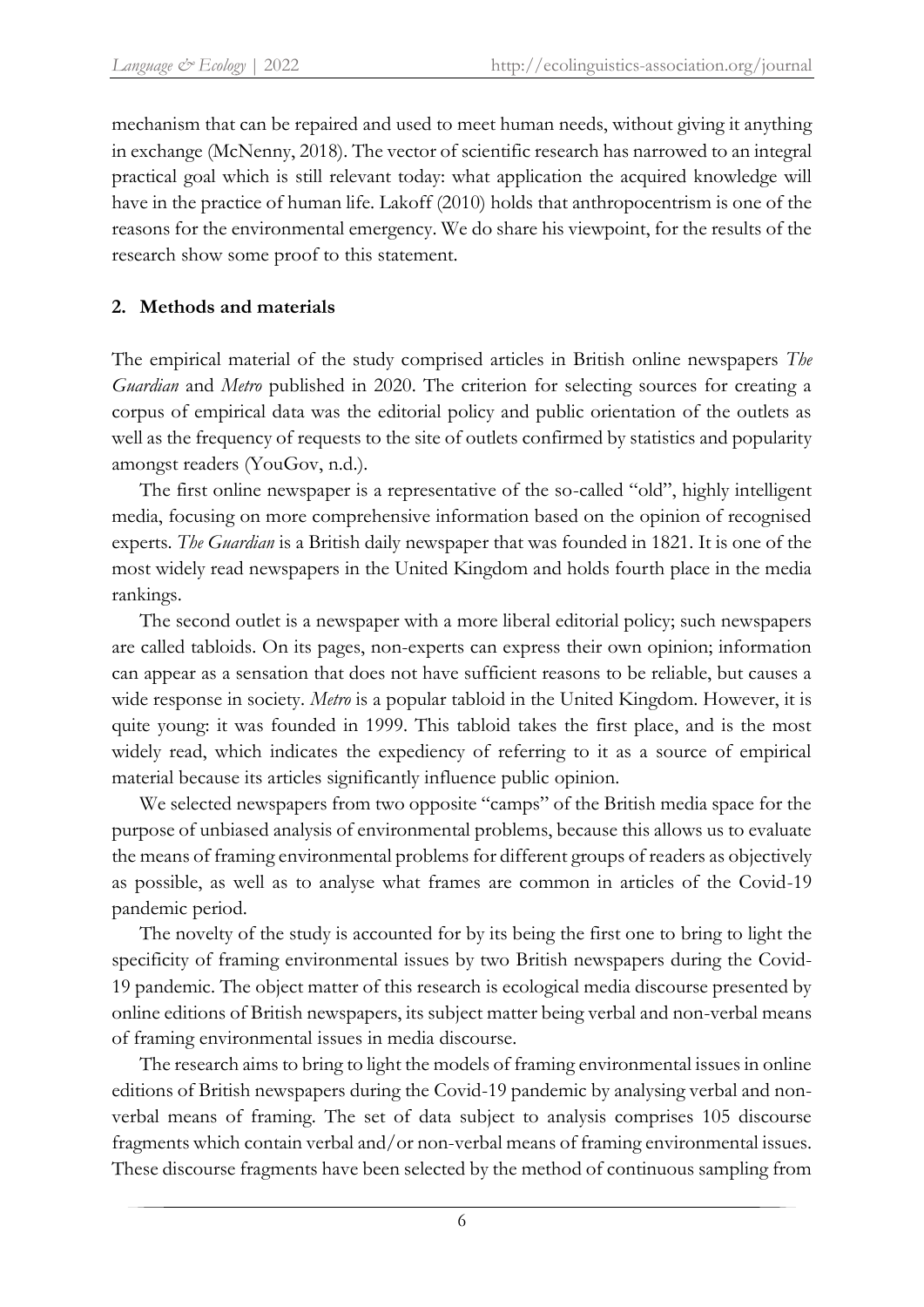mechanism that can be repaired and used to meet human needs, without giving it anything in exchange (McNenny, 2018). The vector of scientific research has narrowed to an integral practical goal which is still relevant today: what application the acquired knowledge will have in the practice of human life. Lakoff (2010) holds that anthropocentrism is one of the reasons for the environmental emergency. We do share his viewpoint, for the results of the research show some proof to this statement.

## 2. Methods and materials

The empirical material of the study comprised articles in British online newspapers *The Guardian* and *Metro* published in 2020. The criterion for selecting sources for creating a corpus of empirical data was the editorial policy and public orientation of the outlets as well as the frequency of requests to the site of outlets confirmed by statistics and popularity amongst readers (YouGov, n.d.).

The first online newspaper is a representative of the so-called "old", highly intelligent media, focusing on more comprehensive information based on the opinion of recognised experts. *The Guardian* is a British daily newspaper that was founded in 1821. It is one of the most widely read newspapers in the United Kingdom and holds fourth place in the media rankings.

The second outlet is a newspaper with a more liberal editorial policy; such newspapers are called tabloids. On its pages, non-experts can express their own opinion; information can appear as a sensation that does not have sufficient reasons to be reliable, but causes a wide response in society. *Metro* is a popular tabloid in the United Kingdom. However, it is quite young: it was founded in 1999. This tabloid takes the first place, and is the most widely read, which indicates the expediency of referring to it as a source of empirical material because its articles significantly influence public opinion.

We selected newspapers from two opposite "camps" of the British media space for the purpose of unbiased analysis of environmental problems, because this allows us to evaluate the means of framing environmental problems for different groups of readers as objectively as possible, as well as to analyse what frames are common in articles of the Covid-19 pandemic period.

The novelty of the study is accounted for by its being the first one to bring to light the specificity of framing environmental issues by two British newspapers during the Covid-19 pandemic. The object matter of this research is ecological media discourse presented by online editions of British newspapers, its subject matter being verbal and non-verbal means of framing environmental issues in media discourse.

The research aims to bring to light the models of framing environmental issues in online editions of British newspapers during the Covid-19 pandemic by analysing verbal and non-verbal means of framing. The set of data subject to analysis comprises 105 discourse fragments which contain verbal and/or non-verbal means of framing environmental issues. These discourse fragments have been selected by the method of continuous sampling from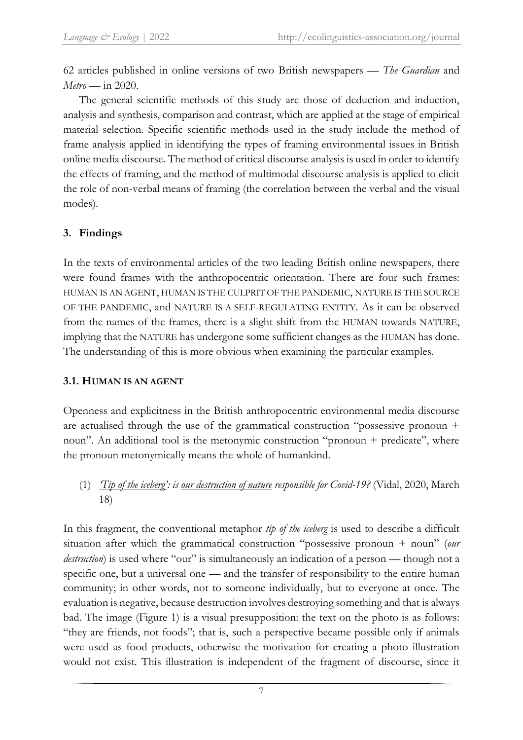62 articles published in online versions of two British newspapers — *The Guardian* and *Metro* — in 2020.

The general scientific methods of this study are those of deduction and induction, analysis and synthesis, comparison and contrast, which are applied at the stage of empirical material selection. Specific scientific methods used in the study include the method of frame analysis applied in identifying the types of framing environmental issues in British online media discourse. The method of critical discourse analysis is used in order to identify the effects of framing, and the method of multimodal discourse analysis is applied to elicit the role of non-verbal means of framing (the correlation between the verbal and the visual modes).

## 3. Findings

In the texts of environmental articles of the two leading British online newspapers, there were found frames with the anthropocentric orientation. There are four such frames: HUMAN IS AN AGENT, HUMAN IS THE CULPRIT OF THE PANDEMIC, NATURE IS THE SOURCE OF THE PANDEMIC, and NATURE IS A SELF-REGULATING ENTITY. As it can be observed from the names of the frames, there is a slight shift from the HUMAN towards NATURE, implying that the NATURE has undergone some sufficient changes as the HUMAN has done. The understanding of this is more obvious when examining the particular examples.

### 3.1. HUMAN IS AN AGENT

Openness and explicitness in the British anthropocentric environmental media discourse are actualised through the use of the grammatical construction "possessive pronoun + noun". An additional tool is the metonymic construction "pronoun + predicate", where the pronoun metonymically means the whole of humankind.

(1) *<u>'Tip of the iceberg'</u>: is <u>our destruction of nature</u> responsible for Covid-19?* (Vidal, 2020, March 18)

In this fragment, the conventional metaphor *tip of the iceberg* is used to describe a difficult situation after which the grammatical construction "possessive pronoun + noun" (*our destruction*) is used where "our" is simultaneously an indication of a person — though not a specific one, but a universal one — and the transfer of responsibility to the entire human community; in other words, not to someone individually, but to everyone at once. The evaluation is negative, because destruction involves destroying something and that is always bad. The image (Figure 1) is a visual presupposition: the text on the photo is as follows: "they are friends, not foods"; that is, such a perspective became possible only if animals were used as food products, otherwise the motivation for creating a photo illustration would not exist. This illustration is independent of the fragment of discourse, since it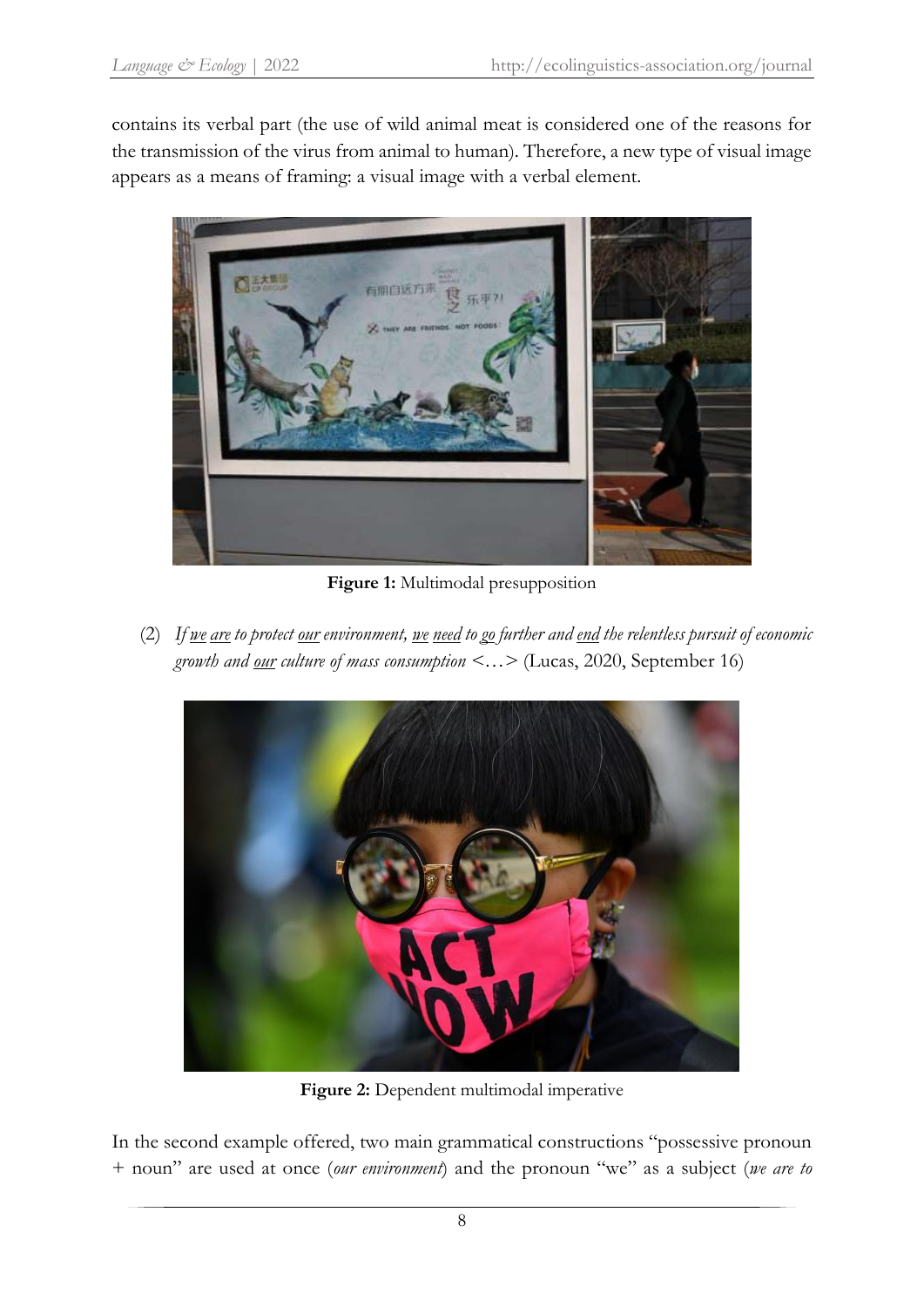contains its verbal part (the use of wild animal meat is considered one of the reasons for the transmission of the virus from animal to human). Therefore, a new type of visual image appears as a means of framing: a visual image with a verbal element.

**Figure 1:** Multimodal presupposition

(2) *If <u>we</u> <u>are</u> to protect <u>our</u> environment, <u>we</u> <u>need</u> to <u>go</u> further and <u>end</u> the relentless pursuit of economic growth and <u>our</u> culture of mass consumption* <…> (Lucas, 2020, September 16)

**Figure 2:** Dependent multimodal imperative

In the second example offered, two main grammatical constructions "possessive pronoun + noun" are used at once (*our environment*) and the pronoun "we" as a subject (*we are to*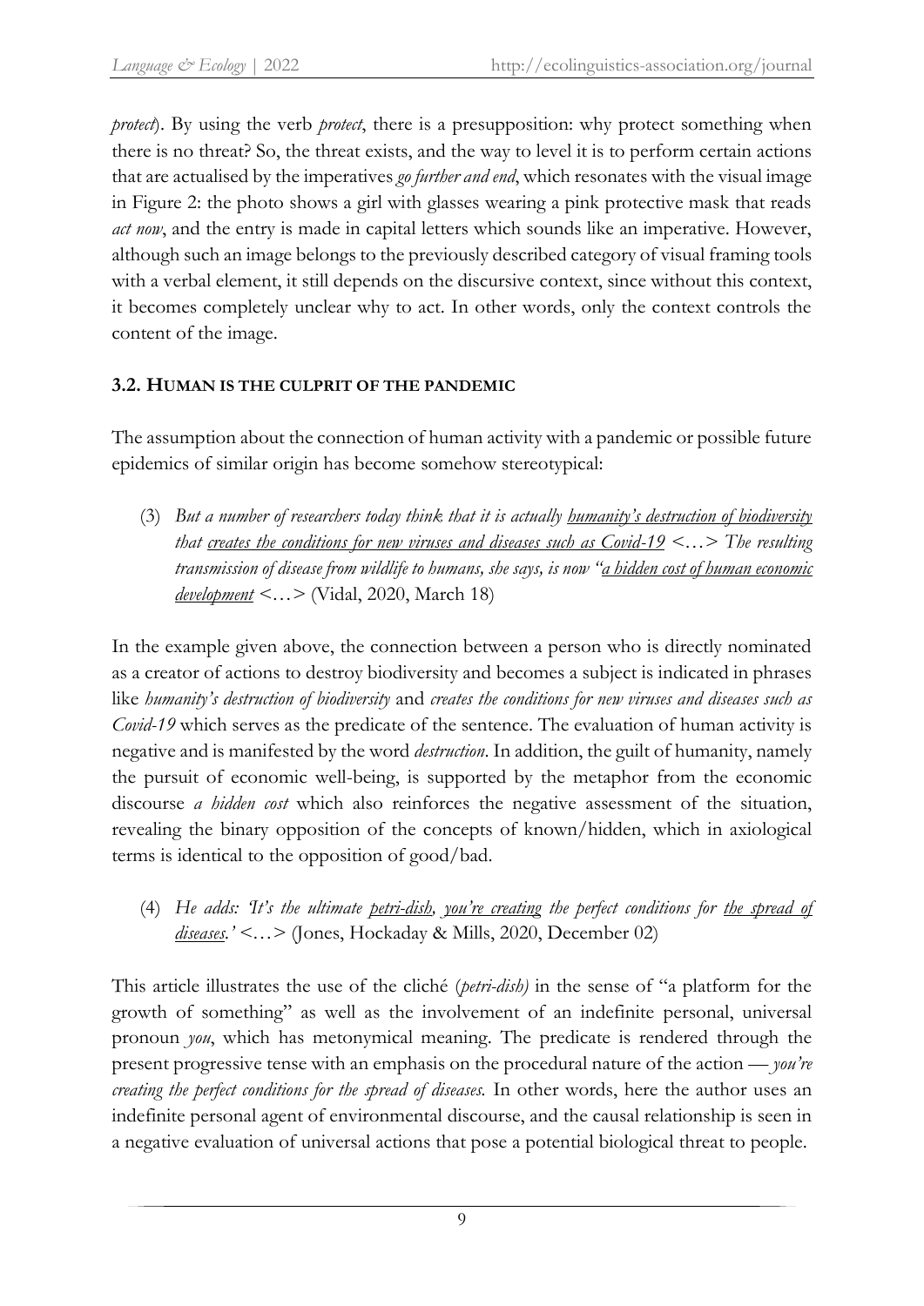*protect*). By using the verb *protect*, there is a presupposition: why protect something when there is no threat? So, the threat exists, and the way to level it is to perform certain actions that are actualised by the imperatives *go further and end*, which resonates with the visual image in Figure 2: the photo shows a girl with glasses wearing a pink protective mask that reads *act now*, and the entry is made in capital letters which sounds like an imperative. However, although such an image belongs to the previously described category of visual framing tools with a verbal element, it still depends on the discursive context, since without this context, it becomes completely unclear why to act. In other words, only the context controls the content of the image.

### 3.2. HUMAN IS THE CULPRIT OF THE PANDEMIC

The assumption about the connection of human activity with a pandemic or possible future epidemics of similar origin has become somehow stereotypical:

(3) *But a number of researchers today think that it is actually <u>humanity's destruction of biodiversity</u> that <u>creates the conditions for new viruses and diseases such as Covid-19</u> <…> The resulting transmission of disease from wildlife to humans, she says, is now "<u>a hidden cost of human economic development</u>* <…> (Vidal, 2020, March 18)

In the example given above, the connection between a person who is directly nominated as a creator of actions to destroy biodiversity and becomes a subject is indicated in phrases like *humanity's destruction of biodiversity* and *creates the conditions for new viruses and diseases such as Covid-19* which serves as the predicate of the sentence. The evaluation of human activity is negative and is manifested by the word *destruction*. In addition, the guilt of humanity, namely the pursuit of economic well-being, is supported by the metaphor from the economic discourse *a hidden cost* which also reinforces the negative assessment of the situation, revealing the binary opposition of the concepts of known/hidden, which in axiological terms is identical to the opposition of good/bad.

(4) *He adds: 'It's the ultimate <u>petri-dish</u>, <u>you're creating</u> the perfect conditions for <u>the spread of diseases</u>.'* <…> (Jones, Hockaday & Mills, 2020, December 02)

This article illustrates the use of the cliché (*petri-dish)* in the sense of "a platform for the growth of something" as well as the involvement of an indefinite personal, universal pronoun *you*, which has metonymical meaning. The predicate is rendered through the present progressive tense with an emphasis on the procedural nature of the action — *you're creating the perfect conditions for the spread of diseases.* In other words, here the author uses an indefinite personal agent of environmental discourse, and the causal relationship is seen in a negative evaluation of universal actions that pose a potential biological threat to people.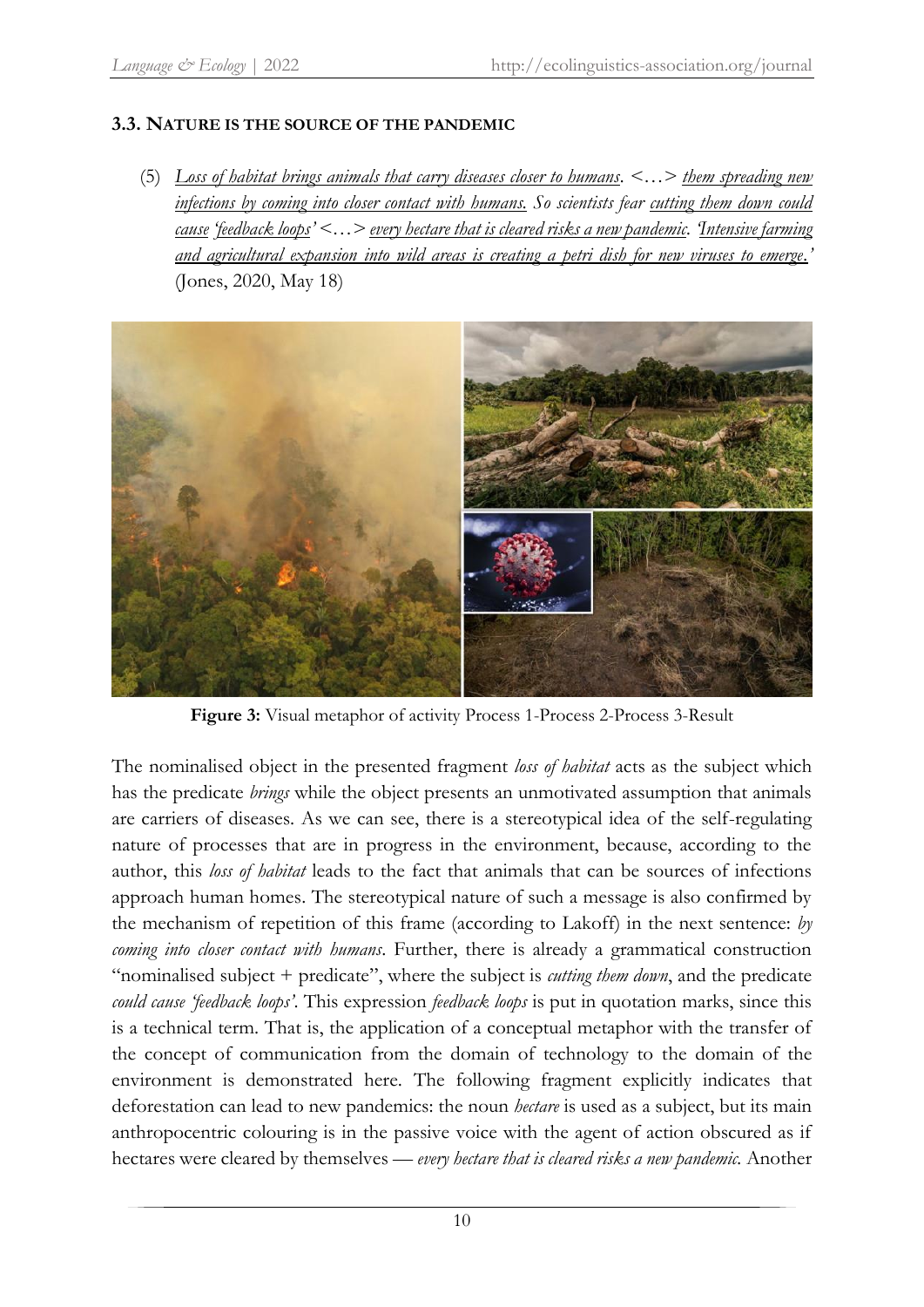### 3.3. Nature is the source of the pandemic

(5) *Loss of habitat brings animals that carry diseases closer to humans*. <…> *them spreading new infections by coming into closer contact with humans. So scientists fear cutting them down could cause 'feedback loops'* <…> *every hectare that is cleared risks a new pandemic. 'Intensive farming and agricultural expansion into wild areas is creating a petri dish for new viruses to emerge.'* (Jones, 2020, May 18)

**Figure 3:** Visual metaphor of activity Process 1-Process 2-Process 3-Result

The nominalised object in the presented fragment *loss of habitat* acts as the subject which has the predicate *brings* while the object presents an unmotivated assumption that animals are carriers of diseases. As we can see, there is a stereotypical idea of the self-regulating nature of processes that are in progress in the environment, because, according to the author, this *loss of habitat* leads to the fact that animals that can be sources of infections approach human homes. The stereotypical nature of such a message is also confirmed by the mechanism of repetition of this frame (according to Lakoff) in the next sentence: *by coming into closer contact with humans*. Further, there is already a grammatical construction "nominalised subject + predicate", where the subject is *cutting them down*, and the predicate *could cause 'feedback loops'*. This expression *feedback loops* is put in quotation marks, since this is a technical term. That is, the application of a conceptual metaphor with the transfer of the concept of communication from the domain of technology to the domain of the environment is demonstrated here. The following fragment explicitly indicates that deforestation can lead to new pandemics: the noun *hectare* is used as a subject, but its main anthropocentric colouring is in the passive voice with the agent of action obscured as if hectares were cleared by themselves — *every hectare that is cleared risks a new pandemic.* Another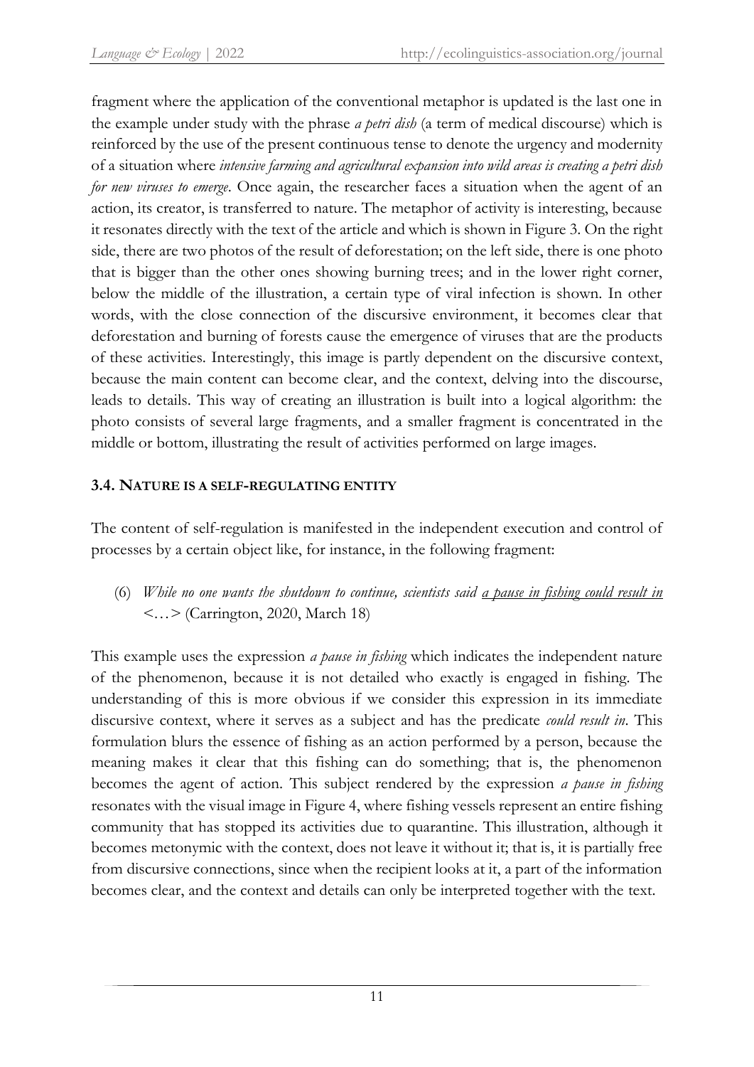fragment where the application of the conventional metaphor is updated is the last one in the example under study with the phrase *a petri dish* (a term of medical discourse) which is reinforced by the use of the present continuous tense to denote the urgency and modernity of a situation where *intensive farming and agricultural expansion into wild areas is creating a petri dish for new viruses to emerge*. Once again, the researcher faces a situation when the agent of an action, its creator, is transferred to nature. The metaphor of activity is interesting, because it resonates directly with the text of the article and which is shown in Figure 3. On the right side, there are two photos of the result of deforestation; on the left side, there is one photo that is bigger than the other ones showing burning trees; and in the lower right corner, below the middle of the illustration, a certain type of viral infection is shown. In other words, with the close connection of the discursive environment, it becomes clear that deforestation and burning of forests cause the emergence of viruses that are the products of these activities. Interestingly, this image is partly dependent on the discursive context, because the main content can become clear, and the context, delving into the discourse, leads to details. This way of creating an illustration is built into a logical algorithm: the photo consists of several large fragments, and a smaller fragment is concentrated in the middle or bottom, illustrating the result of activities performed on large images.

### 3.4. NATURE IS A SELF-REGULATING ENTITY

The content of self-regulation is manifested in the independent execution and control of processes by a certain object like, for instance, in the following fragment:

(6) *While no one wants the shutdown to continue, scientists said <u>a pause in fishing could result in</u>* <…> (Carrington, 2020, March 18)

This example uses the expression *a pause in fishing* which indicates the independent nature of the phenomenon, because it is not detailed who exactly is engaged in fishing. The understanding of this is more obvious if we consider this expression in its immediate discursive context, where it serves as a subject and has the predicate *could result in*. This formulation blurs the essence of fishing as an action performed by a person, because the meaning makes it clear that this fishing can do something; that is, the phenomenon becomes the agent of action. This subject rendered by the expression *a pause in fishing* resonates with the visual image in Figure 4, where fishing vessels represent an entire fishing community that has stopped its activities due to quarantine. This illustration, although it becomes metonymic with the context, does not leave it without it; that is, it is partially free from discursive connections, since when the recipient looks at it, a part of the information becomes clear, and the context and details can only be interpreted together with the text.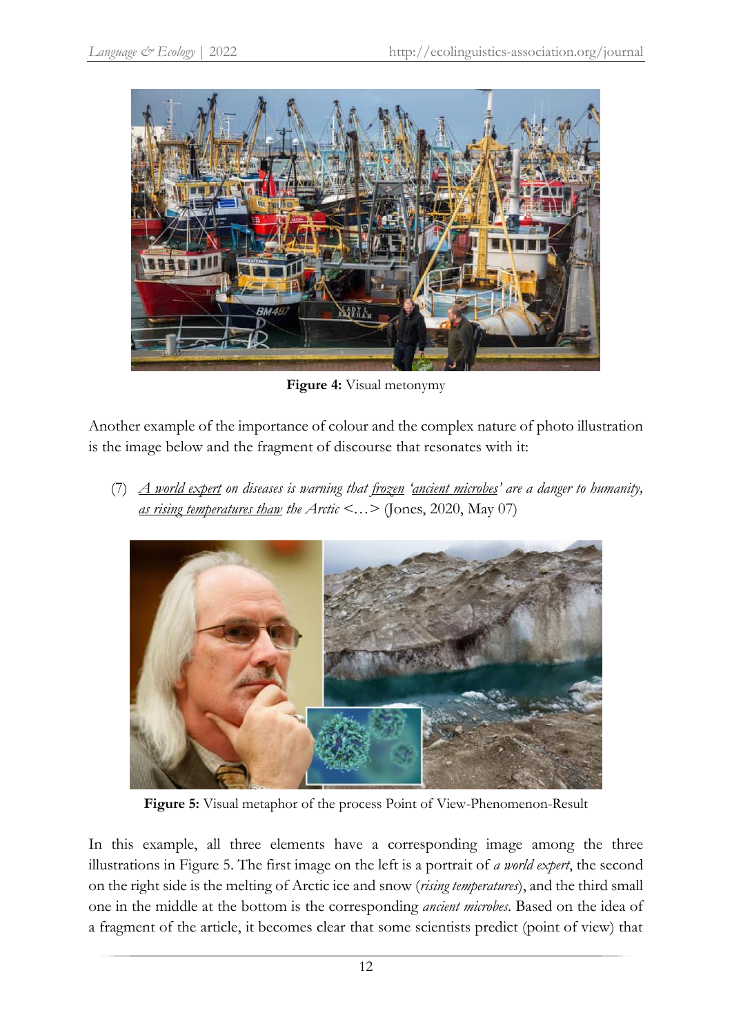Figure 4: Visual metonymy

Another example of the importance of colour and the complex nature of photo illustration is the image below and the fragment of discourse that resonates with it:

(7) *A world expert on diseases is warning that frozen 'ancient microbes' are a danger to humanity, as rising temperatures thaw the Arctic* <…> (Jones, 2020, May 07)

**Figure 5:** Visual metaphor of the process Point of View-Phenomenon-Result

In this example, all three elements have a corresponding image among the three illustrations in Figure 5. The first image on the left is a portrait of *a world expert*, the second on the right side is the melting of Arctic ice and snow (*rising temperatures*), and the third small one in the middle at the bottom is the corresponding *ancient microbes*. Based on the idea of a fragment of the article, it becomes clear that some scientists predict (point of view) that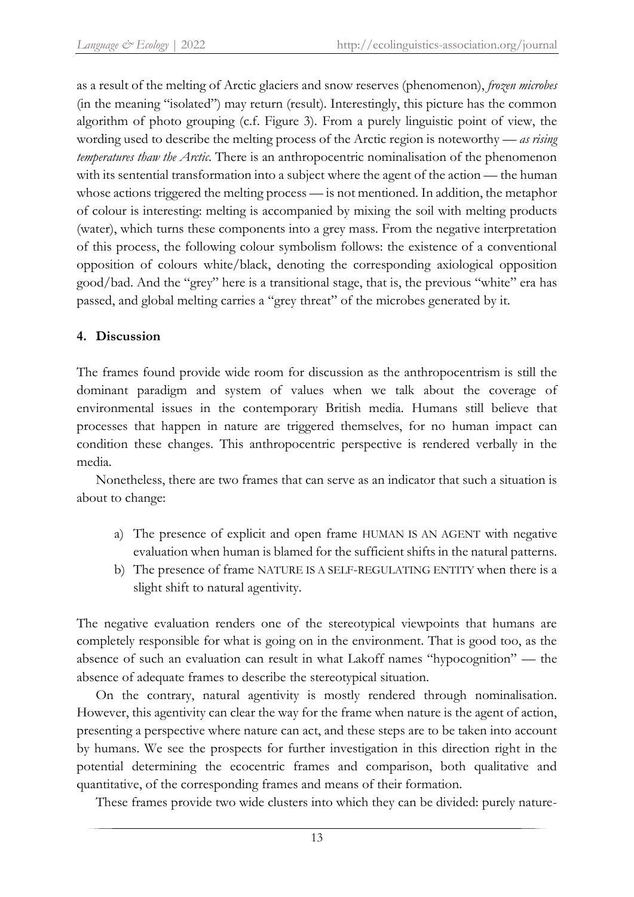as a result of the melting of Arctic glaciers and snow reserves (phenomenon), *frozen microbes* (in the meaning "isolated") may return (result). Interestingly, this picture has the common algorithm of photo grouping (c.f. Figure 3). From a purely linguistic point of view, the wording used to describe the melting process of the Arctic region is noteworthy — *as rising temperatures thaw the Arctic*. There is an anthropocentric nominalisation of the phenomenon with its sentential transformation into a subject where the agent of the action — the human whose actions triggered the melting process — is not mentioned. In addition, the metaphor of colour is interesting: melting is accompanied by mixing the soil with melting products (water), which turns these components into a grey mass. From the negative interpretation of this process, the following colour symbolism follows: the existence of a conventional opposition of colours white/black, denoting the corresponding axiological opposition good/bad. And the "grey" here is a transitional stage, that is, the previous "white" era has passed, and global melting carries a "grey threat" of the microbes generated by it.

## 4. Discussion

The frames found provide wide room for discussion as the anthropocentrism is still the dominant paradigm and system of values when we talk about the coverage of environmental issues in the contemporary British media. Humans still believe that processes that happen in nature are triggered themselves, for no human impact can condition these changes. This anthropocentric perspective is rendered verbally in the media.

Nonetheless, there are two frames that can serve as an indicator that such a situation is about to change:

a) The presence of explicit and open frame HUMAN IS AN AGENT with negative evaluation when human is blamed for the sufficient shifts in the natural patterns.
b) The presence of frame NATURE IS A SELF-REGULATING ENTITY when there is a slight shift to natural agentivity.

The negative evaluation renders one of the stereotypical viewpoints that humans are completely responsible for what is going on in the environment. That is good too, as the absence of such an evaluation can result in what Lakoff names "hypocognition" — the absence of adequate frames to describe the stereotypical situation.

On the contrary, natural agentivity is mostly rendered through nominalisation. However, this agentivity can clear the way for the frame when nature is the agent of action, presenting a perspective where nature can act, and these steps are to be taken into account by humans. We see the prospects for further investigation in this direction right in the potential determining the ecocentric frames and comparison, both qualitative and quantitative, of the corresponding frames and means of their formation.

These frames provide two wide clusters into which they can be divided: purely nature-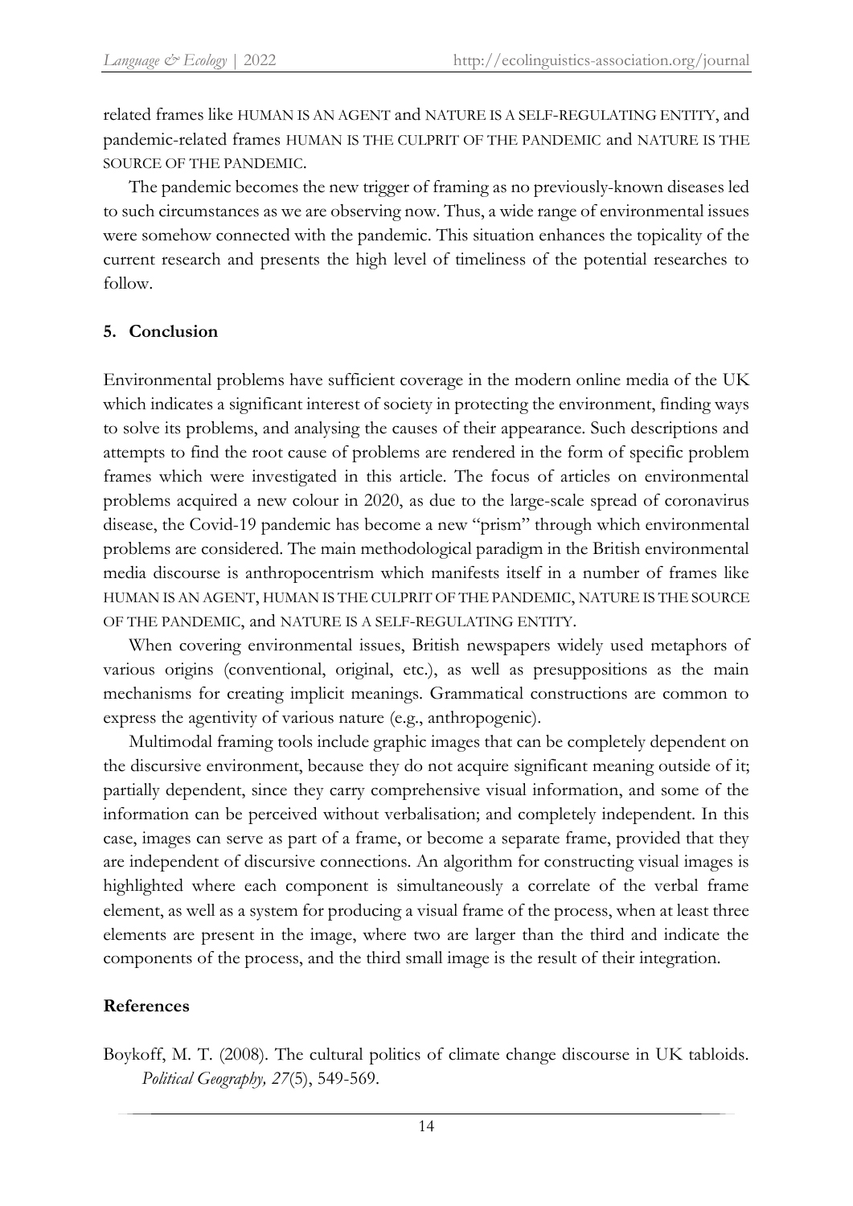related frames like HUMAN IS AN AGENT and NATURE IS A SELF-REGULATING ENTITY, and pandemic-related frames HUMAN IS THE CULPRIT OF THE PANDEMIC and NATURE IS THE SOURCE OF THE PANDEMIC.

The pandemic becomes the new trigger of framing as no previously-known diseases led to such circumstances as we are observing now. Thus, a wide range of environmental issues were somehow connected with the pandemic. This situation enhances the topicality of the current research and presents the high level of timeliness of the potential researches to follow.

## 5. Conclusion

Environmental problems have sufficient coverage in the modern online media of the UK which indicates a significant interest of society in protecting the environment, finding ways to solve its problems, and analysing the causes of their appearance. Such descriptions and attempts to find the root cause of problems are rendered in the form of specific problem frames which were investigated in this article. The focus of articles on environmental problems acquired a new colour in 2020, as due to the large-scale spread of coronavirus disease, the Covid-19 pandemic has become a new "prism" through which environmental problems are considered. The main methodological paradigm in the British environmental media discourse is anthropocentrism which manifests itself in a number of frames like HUMAN IS AN AGENT, HUMAN IS THE CULPRIT OF THE PANDEMIC, NATURE IS THE SOURCE OF THE PANDEMIC, and NATURE IS A SELF-REGULATING ENTITY.

When covering environmental issues, British newspapers widely used metaphors of various origins (conventional, original, etc.), as well as presuppositions as the main mechanisms for creating implicit meanings. Grammatical constructions are common to express the agentivity of various nature (e.g., anthropogenic).

Multimodal framing tools include graphic images that can be completely dependent on the discursive environment, because they do not acquire significant meaning outside of it; partially dependent, since they carry comprehensive visual information, and some of the information can be perceived without verbalisation; and completely independent. In this case, images can serve as part of a frame, or become a separate frame, provided that they are independent of discursive connections. An algorithm for constructing visual images is highlighted where each component is simultaneously a correlate of the verbal frame element, as well as a system for producing a visual frame of the process, when at least three elements are present in the image, where two are larger than the third and indicate the components of the process, and the third small image is the result of their integration.

## References

Boykoff, M. T. (2008). The cultural politics of climate change discourse in UK tabloids. *Political Geography, 27*(5), 549-569.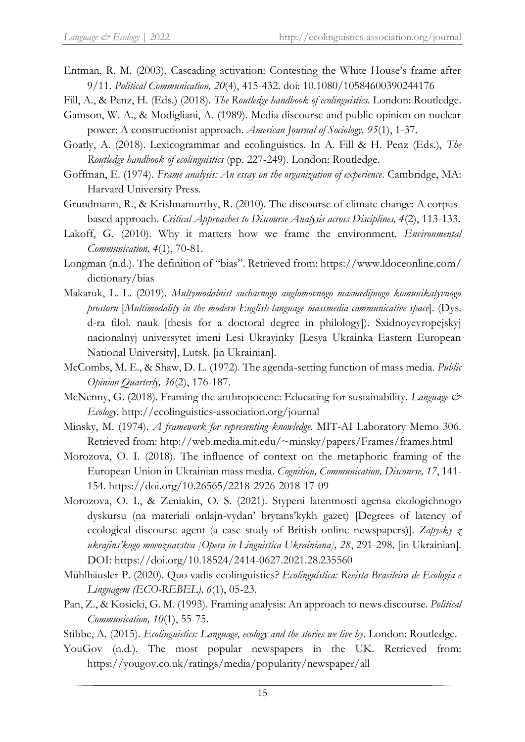Entman, R. M. (2003). Cascading activation: Contesting the White House's frame after 9/11. *Political Communication, 20*(4), 415-432. doi: 10.1080/10584600390244176

Fill, A., & Penz, H. (Eds.) (2018). *The Routledge handbook of ecolinguistics*. London: Routledge.

Gamson, W. A., & Modigliani, A. (1989). Media discourse and public opinion on nuclear power: A constructionist approach. *American Journal of Sociology, 95*(1), 1-37.

Goatly, A. (2018). Lexicogrammar and ecolinguistics. In A. Fill & H. Penz (Eds.), *The Routledge handbook of ecolinguistics* (pp. 227-249). London: Routledge.

Goffman, E. (1974). *Frame analysis: An essay on the organization of experience*. Cambridge, MA: Harvard University Press.

Grundmann, R., & Krishnamurthy, R. (2010). The discourse of climate change: A corpus-based approach. *Critical Approaches to Discourse Analysis across Disciplines, 4*(2), 113-133.

Lakoff, G. (2010). Why it matters how we frame the environment. *Environmental Communication, 4*(1), 70-81.

Longman (n.d.). The definition of "bias". Retrieved from: https://www.ldoceonline.com/dictionary/bias

Makaruk, L. L. (2019). *Multymodalnist suchasnogo anglomovnogo masmedijnogo komunikatyvnogo prostoru* [*Multimodality in the modern English-language massmedia communicative space*]. (Dys. d-ra filol. nauk [thesis for a doctoral degree in philology]). Sxidnoyevropejskyj nacionalnyj universytet imeni Lesi Ukrayinky [Lesya Ukrainka Eastern European National University], Lutsk. [in Ukrainian].

McCombs, M. E., & Shaw, D. L. (1972). The agenda-setting function of mass media. *Public Opinion Quarterly, 36*(2), 176-187.

McNenny, G. (2018). Framing the anthropocene: Educating for sustainability. *Language & Ecology*. http://ecolinguistics-association.org/journal

Minsky, M. (1974). *A framework for representing knowledge*. MIT-AI Laboratory Memo 306. Retrieved from: http://web.media.mit.edu/~minsky/papers/Frames/frames.html

Morozova, O. I. (2018). The influence of context on the metaphoric framing of the European Union in Ukrainian mass media. *Cognition, Communication, Discourse, 17*, 141-154. https://doi.org/10.26565/2218-2926-2018-17-09

Morozova, O. I., & Zeniakin, O. S. (2021). Stypeni latentnosti agensa ekologichnogo dyskursu (na materiali onlajn-vydan' brytans'kykh gazet) [Degrees of latency of ecological discourse agent (a case study of British online newspapers)]. *Zapysky z ukrajins'kogo movoznavstva [Opera in Linguistica Ukrainiana], 28*, 291-298. [in Ukrainian]. DOI: https://doi.org/10.18524/2414-0627.2021.28.235560

Mühlhäusler P. (2020). Quo vadis ecolinguistics? *Ecolinguística: Revista Brasileira de Ecologia e Linguagem (ECO-REBEL), 6*(1), 05-23.

Pan, Z., & Kosicki, G. M. (1993). Framing analysis: An approach to news discourse. *Political Communication, 10*(1), 55-75.

Stibbe, A. (2015). *Ecolinguistics: Language, ecology and the stories we live by*. London: Routledge.

YouGov (n.d.). The most popular newspapers in the UK. Retrieved from: https://yougov.co.uk/ratings/media/popularity/newspaper/all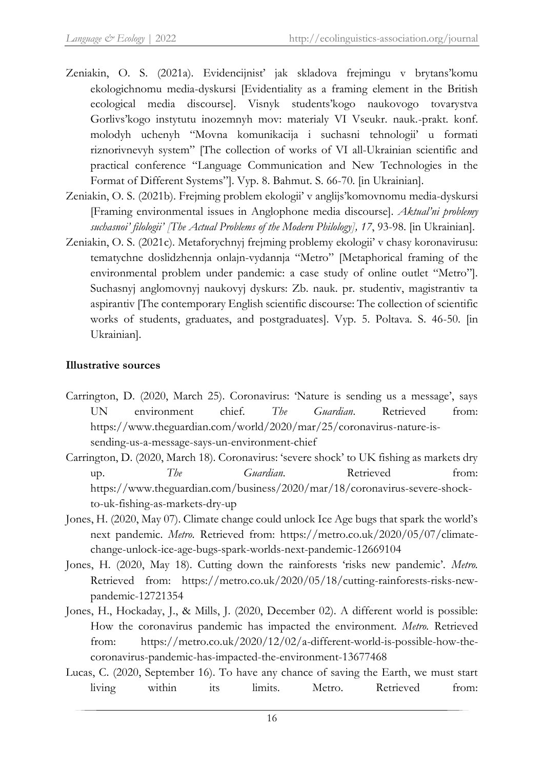Zeniakin, O. S. (2021a). Evidencijnist' jak skladova frejmingu v brytans'komu ekologichnomu media-dyskursi [Evidentiality as a framing element in the British ecological media discourse]. Visnyk students'kogo naukovogo tovarystva Gorlivs'kogo instytutu inozemnyh mov: materialy VI Vseukr. nauk.-prakt. konf. molodyh uchenyh "Movna komunikacija i suchasni tehnologii' u formati riznorivnevyh system" [The collection of works of VI all-Ukrainian scientific and practical conference "Language Communication and New Technologies in the Format of Different Systems"]. Vyp. 8. Bahmut. S. 66-70. [in Ukrainian].

Zeniakin, O. S. (2021b). Frejming problem ekologii' v anglijs'komovnomu media-dyskursi [Framing environmental issues in Anglophone media discourse]. *Aktual'ni problemy suchasnoi' filologii' [The Actual Problems of the Modern Philology], 17*, 93-98. [in Ukrainian].

Zeniakin, O. S. (2021c). Metaforychnyj frejming problemy ekologii' v chasy koronavirusu: tematychne doslidzhennja onlajn-vydannja "Metro" [Metaphorical framing of the environmental problem under pandemic: a case study of online outlet "Metro"]. Suchasnyj anglomovnyj naukovyj dyskurs: Zb. nauk. pr. studentiv, magistrantiv ta aspirantiv [The contemporary English scientific discourse: The collection of scientific works of students, graduates, and postgraduates]. Vyp. 5. Poltava. S. 46-50. [in Ukrainian].

**Illustrative sources**

Carrington, D. (2020, March 25). Coronavirus: 'Nature is sending us a message', says UN environment chief. *The Guardian*. Retrieved from: https://www.theguardian.com/world/2020/mar/25/coronavirus-nature-is-sending-us-a-message-says-un-environment-chief

Carrington, D. (2020, March 18). Coronavirus: 'severe shock' to UK fishing as markets dry up. *The Guardian*. Retrieved from: https://www.theguardian.com/business/2020/mar/18/coronavirus-severe-shock-to-uk-fishing-as-markets-dry-up

Jones, H. (2020, May 07). Climate change could unlock Ice Age bugs that spark the world's next pandemic. *Metro.* Retrieved from: https://metro.co.uk/2020/05/07/climate-change-unlock-ice-age-bugs-spark-worlds-next-pandemic-12669104

Jones, H. (2020, May 18). Cutting down the rainforests 'risks new pandemic'. *Metro.* Retrieved from: https://metro.co.uk/2020/05/18/cutting-rainforests-risks-new-pandemic-12721354

Jones, H., Hockaday, J., & Mills, J. (2020, December 02). A different world is possible: How the coronavirus pandemic has impacted the environment. *Metro.* Retrieved from: https://metro.co.uk/2020/12/02/a-different-world-is-possible-how-the-coronavirus-pandemic-has-impacted-the-environment-13677468

Lucas, C. (2020, September 16). To have any chance of saving the Earth, we must start living within its limits. Metro. Retrieved from: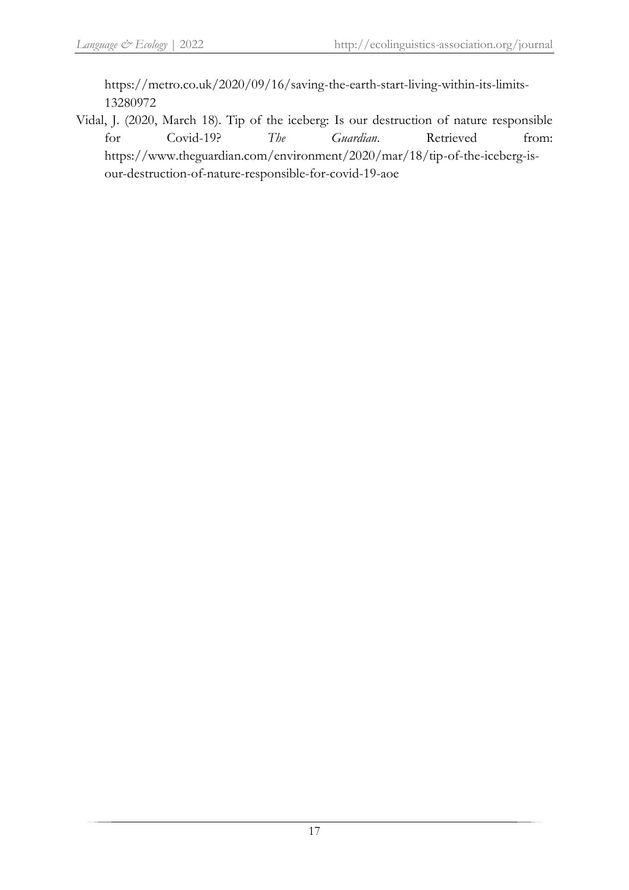https://metro.co.uk/2020/09/16/saving-the-earth-start-living-within-its-limits-13280972

Vidal, J. (2020, March 18). Tip of the iceberg: Is our destruction of nature responsible for Covid-19? *The Guardian*. Retrieved from: https://www.theguardian.com/environment/2020/mar/18/tip-of-the-iceberg-is-our-destruction-of-nature-responsible-for-covid-19-aoe